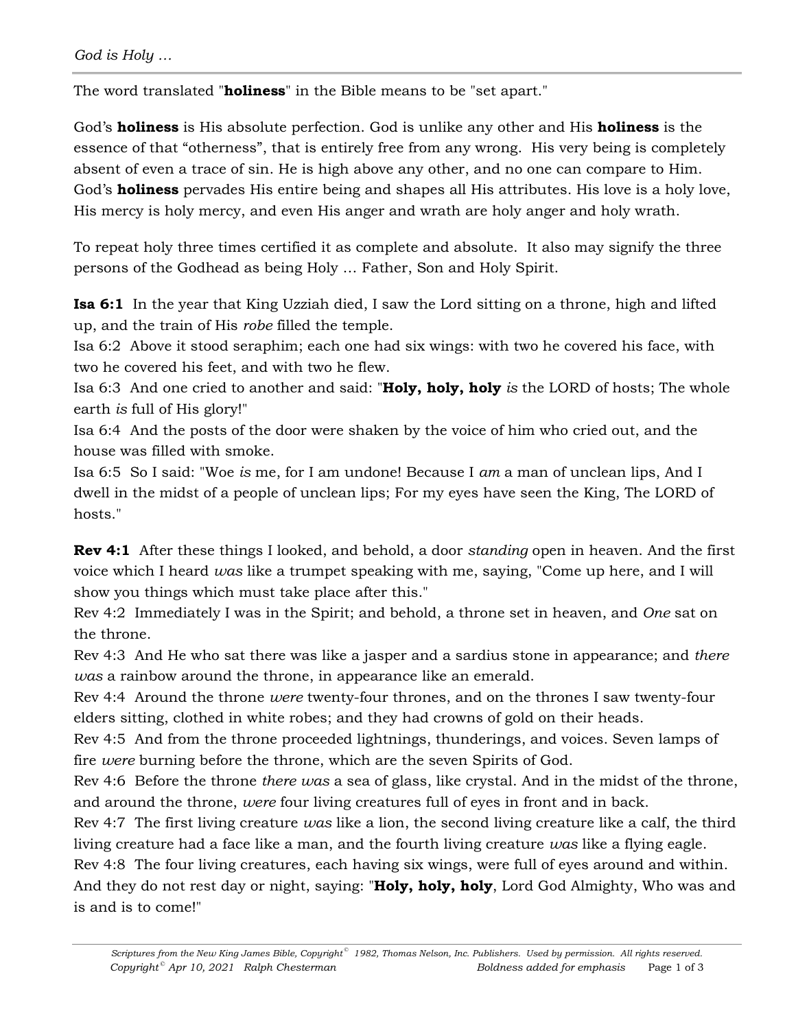*God is Holy …*

The word translated "**holiness**" in the Bible means to be "set apart."

God's **holiness** is His absolute perfection. God is unlike any other and His **holiness** is the essence of that "otherness", that is entirely free from any wrong. His very being is completely absent of even a trace of sin. He is high above any other, and no one can compare to Him. God's **holiness** pervades His entire being and shapes all His attributes. His love is a holy love, His mercy is holy mercy, and even His anger and wrath are holy anger and holy wrath.

To repeat holy three times certified it as complete and absolute. It also may signify the three persons of the Godhead as being Holy … Father, Son and Holy Spirit.

**Isa 6:1** In the year that King Uzziah died, I saw the Lord sitting on a throne, high and lifted up, and the train of His *robe* filled the temple.
Isa 6:2 Above it stood seraphim; each one had six wings: with two he covered his face, with two he covered his feet, and with two he flew.
Isa 6:3 And one cried to another and said: "**Holy, holy, holy** *is* the LORD of hosts; The whole earth *is* full of His glory!"
Isa 6:4 And the posts of the door were shaken by the voice of him who cried out, and the house was filled with smoke.
Isa 6:5 So I said: "Woe *is* me, for I am undone! Because I *am* a man of unclean lips, And I dwell in the midst of a people of unclean lips; For my eyes have seen the King, The LORD of hosts."

**Rev 4:1** After these things I looked, and behold, a door *standing* open in heaven. And the first voice which I heard *was* like a trumpet speaking with me, saying, "Come up here, and I will show you things which must take place after this."
Rev 4:2 Immediately I was in the Spirit; and behold, a throne set in heaven, and *One* sat on the throne.
Rev 4:3 And He who sat there was like a jasper and a sardius stone in appearance; and *there was* a rainbow around the throne, in appearance like an emerald.
Rev 4:4 Around the throne *were* twenty-four thrones, and on the thrones I saw twenty-four elders sitting, clothed in white robes; and they had crowns of gold on their heads.
Rev 4:5 And from the throne proceeded lightnings, thunderings, and voices. Seven lamps of fire *were* burning before the throne, which are the seven Spirits of God.
Rev 4:6 Before the throne *there was* a sea of glass, like crystal. And in the midst of the throne, and around the throne, *were* four living creatures full of eyes in front and in back.
Rev 4:7 The first living creature *was* like a lion, the second living creature like a calf, the third living creature had a face like a man, and the fourth living creature *was* like a flying eagle.
Rev 4:8 The four living creatures, each having six wings, were full of eyes around and within. And they do not rest day or night, saying: "**Holy, holy, holy**, Lord God Almighty, Who was and is and is to come!"

*Scriptures from the New King James Bible, Copyright© 1982, Thomas Nelson, Inc. Publishers. Used by permission. All rights reserved.*
*Copyright© Apr 10, 2021 Ralph Chesterman* — *Boldness added for emphasis*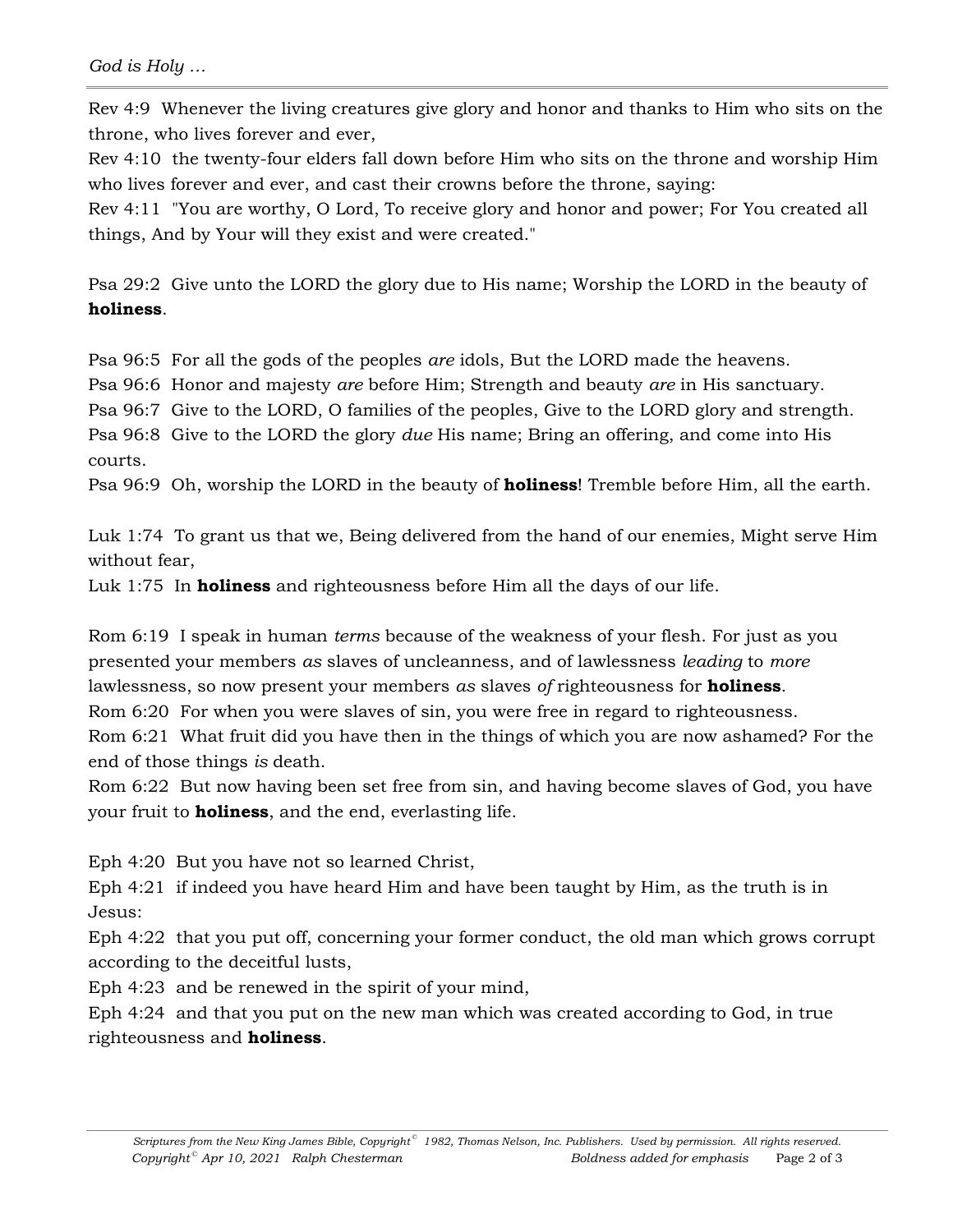Rev 4:9 Whenever the living creatures give glory and honor and thanks to Him who sits on the throne, who lives forever and ever,
Rev 4:10 the twenty-four elders fall down before Him who sits on the throne and worship Him who lives forever and ever, and cast their crowns before the throne, saying:
Rev 4:11 "You are worthy, O Lord, To receive glory and honor and power; For You created all things, And by Your will they exist and were created."

Psa 29:2 Give unto the LORD the glory due to His name; Worship the LORD in the beauty of **holiness**.

Psa 96:5 For all the gods of the peoples *are* idols, But the LORD made the heavens.
Psa 96:6 Honor and majesty *are* before Him; Strength and beauty *are* in His sanctuary.
Psa 96:7 Give to the LORD, O families of the peoples, Give to the LORD glory and strength.
Psa 96:8 Give to the LORD the glory *due* His name; Bring an offering, and come into His courts.
Psa 96:9 Oh, worship the LORD in the beauty of **holiness**! Tremble before Him, all the earth.

Luk 1:74 To grant us that we, Being delivered from the hand of our enemies, Might serve Him without fear,
Luk 1:75 In **holiness** and righteousness before Him all the days of our life.

Rom 6:19 I speak in human *terms* because of the weakness of your flesh. For just as you presented your members *as* slaves of uncleanness, and of lawlessness *leading* to *more* lawlessness, so now present your members *as* slaves *of* righteousness for **holiness**.
Rom 6:20 For when you were slaves of sin, you were free in regard to righteousness.
Rom 6:21 What fruit did you have then in the things of which you are now ashamed? For the end of those things *is* death.
Rom 6:22 But now having been set free from sin, and having become slaves of God, you have your fruit to **holiness**, and the end, everlasting life.

Eph 4:20 But you have not so learned Christ,
Eph 4:21 if indeed you have heard Him and have been taught by Him, as the truth is in Jesus:
Eph 4:22 that you put off, concerning your former conduct, the old man which grows corrupt according to the deceitful lusts,
Eph 4:23 and be renewed in the spirit of your mind,
Eph 4:24 and that you put on the new man which was created according to God, in true righteousness and **holiness**.

*Scriptures from the New King James Bible, Copyright© 1982, Thomas Nelson, Inc. Publishers. Used by permission. All rights reserved.*
*Copyright© Apr 10, 2021 Ralph Chesterman* *Boldness added for emphasis*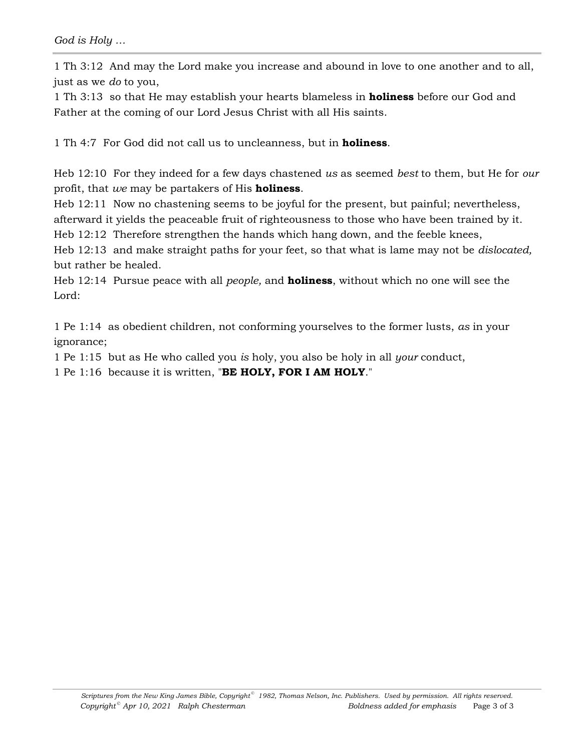1 Th 3:12  And may the Lord make you increase and abound in love to one another and to all, just as we *do* to you,
1 Th 3:13  so that He may establish your hearts blameless in **holiness** before our God and Father at the coming of our Lord Jesus Christ with all His saints.

1 Th 4:7  For God did not call us to uncleanness, but in **holiness**.

Heb 12:10  For they indeed for a few days chastened *us* as seemed *best* to them, but He for *our* profit, that *we* may be partakers of His **holiness**.
Heb 12:11  Now no chastening seems to be joyful for the present, but painful; nevertheless, afterward it yields the peaceable fruit of righteousness to those who have been trained by it.
Heb 12:12  Therefore strengthen the hands which hang down, and the feeble knees,
Heb 12:13  and make straight paths for your feet, so that what is lame may not be *dislocated,* but rather be healed.
Heb 12:14  Pursue peace with all *people,* and **holiness**, without which no one will see the Lord:

1 Pe 1:14  as obedient children, not conforming yourselves to the former lusts, *as* in your ignorance;
1 Pe 1:15  but as He who called you *is* holy, you also be holy in all *your* conduct,
1 Pe 1:16  because it is written, "**BE HOLY, FOR I AM HOLY**."

*Scriptures from the New King James Bible, Copyright© 1982, Thomas Nelson, Inc. Publishers. Used by permission. All rights reserved.*
*Copyright© Apr 10, 2021 Ralph Chesterman*   *Boldness added for emphasis*